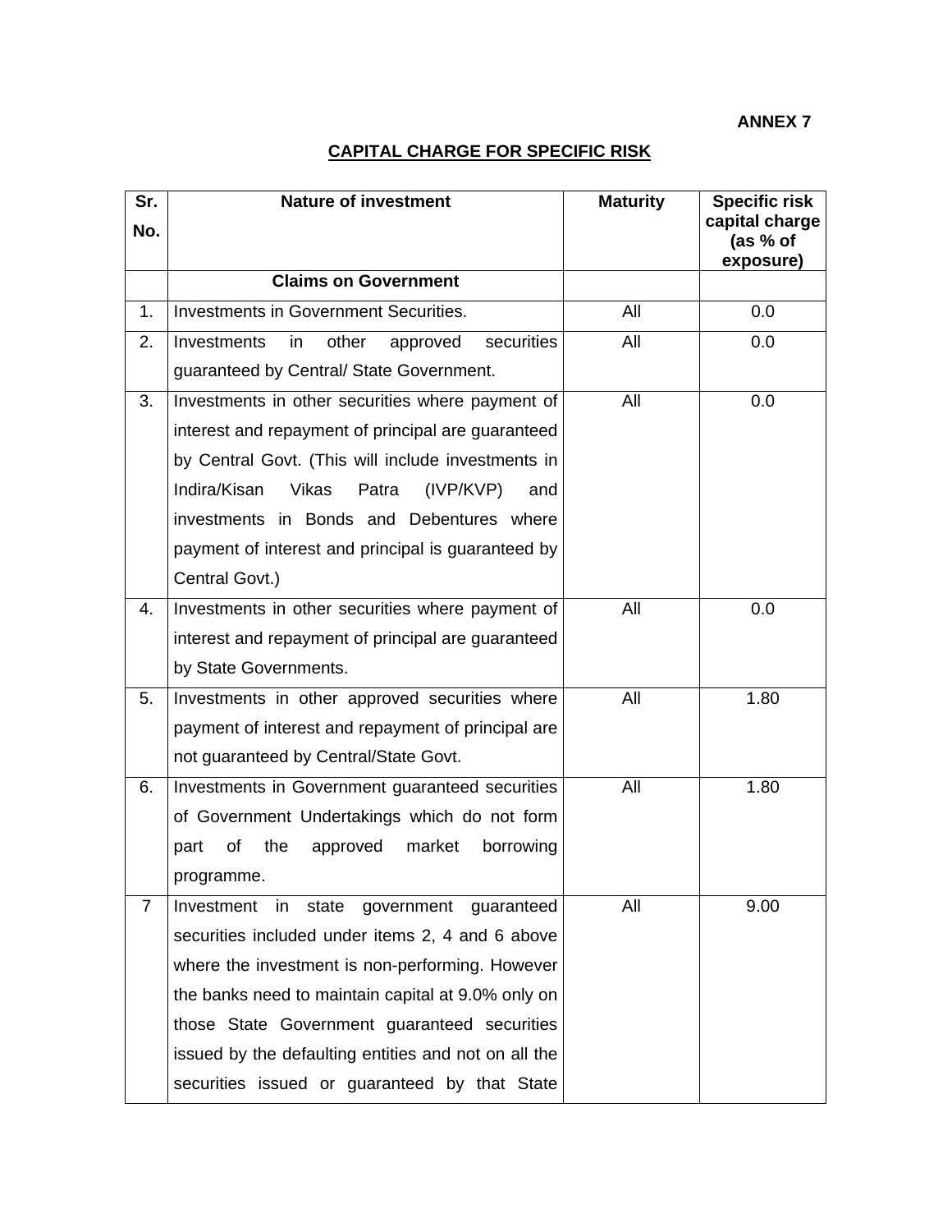**ANNEX 7**

## CAPITAL CHARGE FOR SPECIFIC RISK

| Sr. No. | Nature of investment | Maturity | Specific risk capital charge (as % of exposure) |
|---|---|---|---|
| | **Claims on Government** | | |
| 1. | Investments in Government Securities. | All | 0.0 |
| 2. | Investments in other approved securities guaranteed by Central/ State Government. | All | 0.0 |
| 3. | Investments in other securities where payment of interest and repayment of principal are guaranteed by Central Govt. (This will include investments in Indira/Kisan Vikas Patra (IVP/KVP) and investments in Bonds and Debentures where payment of interest and principal is guaranteed by Central Govt.) | All | 0.0 |
| 4. | Investments in other securities where payment of interest and repayment of principal are guaranteed by State Governments. | All | 0.0 |
| 5. | Investments in other approved securities where payment of interest and repayment of principal are not guaranteed by Central/State Govt. | All | 1.80 |
| 6. | Investments in Government guaranteed securities of Government Undertakings which do not form part of the approved market borrowing programme. | All | 1.80 |
| 7 | Investment in state government guaranteed securities included under items 2, 4 and 6 above where the investment is non-performing. However the banks need to maintain capital at 9.0% only on those State Government guaranteed securities issued by the defaulting entities and not on all the securities issued or guaranteed by that State | All | 9.00 |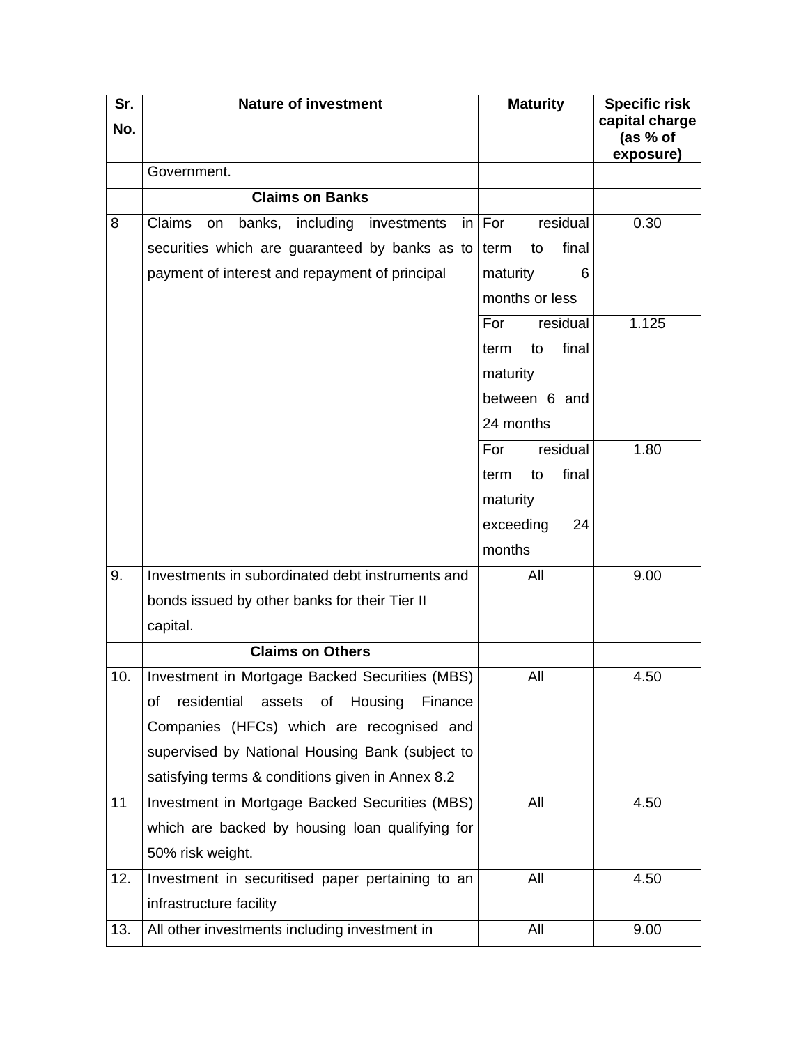| Sr. No. | Nature of investment | Maturity | Specific risk capital charge (as % of exposure) |
|---|---|---|---|
| | Government. | | |
| | **Claims on Banks** | | |
| 8 | Claims on banks, including investments in securities which are guaranteed by banks as to payment of interest and repayment of principal | For residual term to final maturity 6 months or less | 0.30 |
| | | For residual term to final maturity between 6 and 24 months | 1.125 |
| | | For residual term to final maturity exceeding 24 months | 1.80 |
| 9. | Investments in subordinated debt instruments and bonds issued by other banks for their Tier II capital. | All | 9.00 |
| | **Claims on Others** | | |
| 10. | Investment in Mortgage Backed Securities (MBS) of residential assets of Housing Finance Companies (HFCs) which are recognised and supervised by National Housing Bank (subject to satisfying terms & conditions given in Annex 8.2 | All | 4.50 |
| 11 | Investment in Mortgage Backed Securities (MBS) which are backed by housing loan qualifying for 50% risk weight. | All | 4.50 |
| 12. | Investment in securitised paper pertaining to an infrastructure facility | All | 4.50 |
| 13. | All other investments including investment in | All | 9.00 |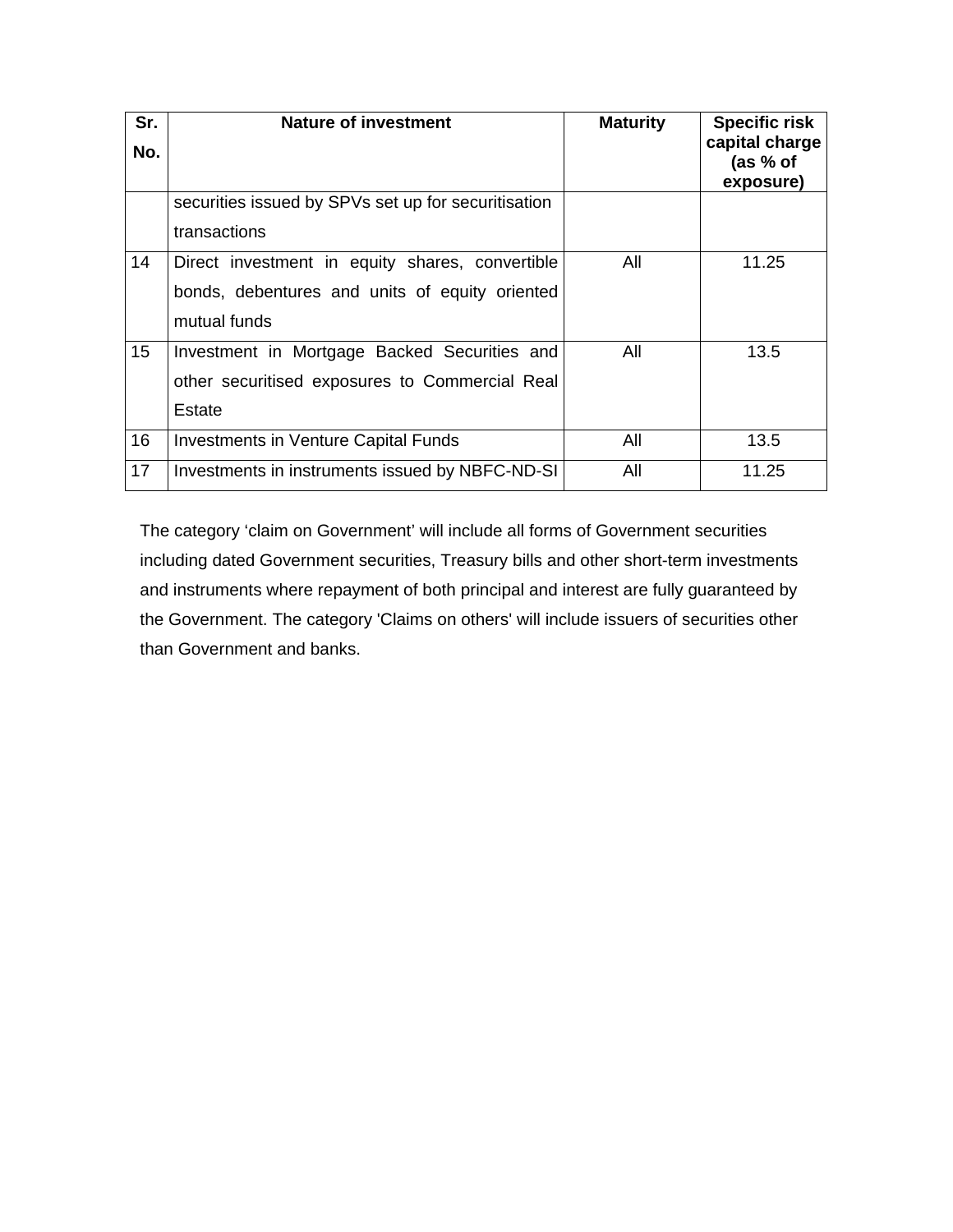| Sr. No. | Nature of investment | Maturity | Specific risk capital charge (as % of exposure) |
|---|---|---|---|
| | securities issued by SPVs set up for securitisation transactions | | |
| 14 | Direct investment in equity shares, convertible bonds, debentures and units of equity oriented mutual funds | All | 11.25 |
| 15 | Investment in Mortgage Backed Securities and other securitised exposures to Commercial Real Estate | All | 13.5 |
| 16 | Investments in Venture Capital Funds | All | 13.5 |
| 17 | Investments in instruments issued by NBFC-ND-SI | All | 11.25 |

The category 'claim on Government' will include all forms of Government securities including dated Government securities, Treasury bills and other short-term investments and instruments where repayment of both principal and interest are fully guaranteed by the Government. The category 'Claims on others' will include issuers of securities other than Government and banks.